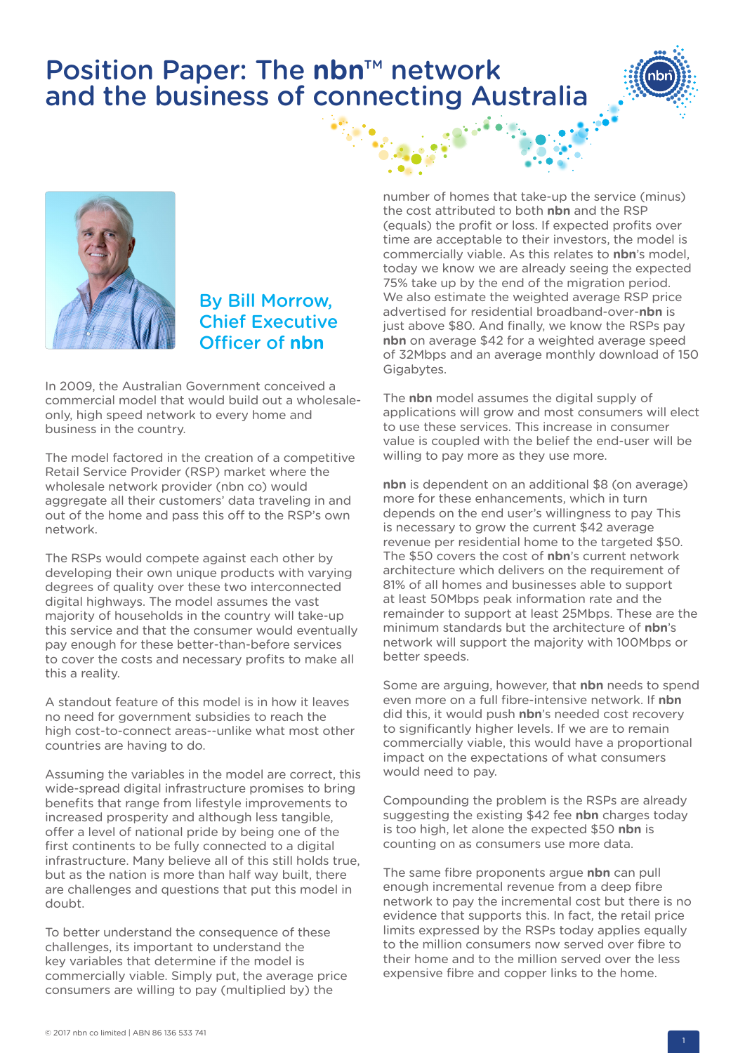# Position Paper: The **nbn**™ network and the business of connecting Australia

## By Bill Morrow, Chief Executive Officer of **nbn**

In 2009, the Australian Government conceived a commercial model that would build out a wholesale-only, high speed network to every home and business in the country.

The model factored in the creation of a competitive Retail Service Provider (RSP) market where the wholesale network provider (nbn co) would aggregate all their customers' data traveling in and out of the home and pass this off to the RSP's own network.

The RSPs would compete against each other by developing their own unique products with varying degrees of quality over these two interconnected digital highways. The model assumes the vast majority of households in the country will take-up this service and that the consumer would eventually pay enough for these better-than-before services to cover the costs and necessary profits to make all this a reality.

A standout feature of this model is in how it leaves no need for government subsidies to reach the high cost-to-connect areas--unlike what most other countries are having to do.

Assuming the variables in the model are correct, this wide-spread digital infrastructure promises to bring benefits that range from lifestyle improvements to increased prosperity and although less tangible, offer a level of national pride by being one of the first continents to be fully connected to a digital infrastructure. Many believe all of this still holds true, but as the nation is more than half way built, there are challenges and questions that put this model in doubt.

To better understand the consequence of these challenges, its important to understand the key variables that determine if the model is commercially viable. Simply put, the average price consumers are willing to pay (multiplied by) the number of homes that take-up the service (minus) the cost attributed to both **nbn** and the RSP (equals) the profit or loss. If expected profits over time are acceptable to their investors, the model is commercially viable. As this relates to **nbn**'s model, today we know we are already seeing the expected 75% take up by the end of the migration period. We also estimate the weighted average RSP price advertised for residential broadband-over-**nbn** is just above $80. And finally, we know the RSPs pay **nbn** on average $42 for a weighted average speed of 32Mbps and an average monthly download of 150 Gigabytes.

The **nbn** model assumes the digital supply of applications will grow and most consumers will elect to use these services. This increase in consumer value is coupled with the belief the end-user will be willing to pay more as they use more.

**nbn** is dependent on an additional $8 (on average) more for these enhancements, which in turn depends on the end user's willingness to pay This is necessary to grow the current $42 average revenue per residential home to the targeted $50. The $50 covers the cost of **nbn**'s current network architecture which delivers on the requirement of 81% of all homes and businesses able to support at least 50Mbps peak information rate and the remainder to support at least 25Mbps. These are the minimum standards but the architecture of **nbn**'s network will support the majority with 100Mbps or better speeds.

Some are arguing, however, that **nbn** needs to spend even more on a full fibre-intensive network. If **nbn** did this, it would push **nbn**'s needed cost recovery to significantly higher levels. If we are to remain commercially viable, this would have a proportional impact on the expectations of what consumers would need to pay.

Compounding the problem is the RSPs are already suggesting the existing $42 fee **nbn** charges today is too high, let alone the expected $50 **nbn** is counting on as consumers use more data.

The same fibre proponents argue **nbn** can pull enough incremental revenue from a deep fibre network to pay the incremental cost but there is no evidence that supports this. In fact, the retail price limits expressed by the RSPs today applies equally to the million consumers now served over fibre to their home and to the million served over the less expensive fibre and copper links to the home.

© 2017 nbn co limited | ABN 86 136 533 741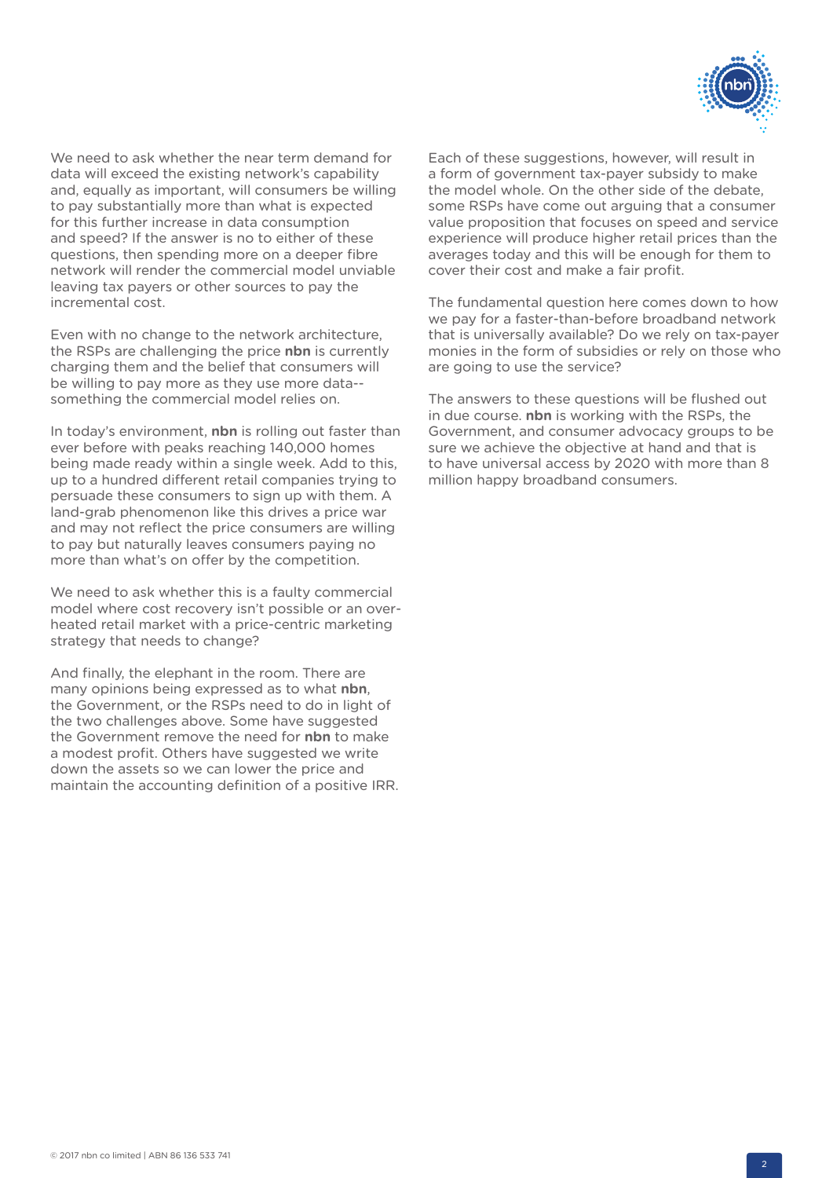We need to ask whether the near term demand for data will exceed the existing network's capability and, equally as important, will consumers be willing to pay substantially more than what is expected for this further increase in data consumption and speed? If the answer is no to either of these questions, then spending more on a deeper fibre network will render the commercial model unviable leaving tax payers or other sources to pay the incremental cost.

Even with no change to the network architecture, the RSPs are challenging the price **nbn** is currently charging them and the belief that consumers will be willing to pay more as they use more data--something the commercial model relies on.

In today's environment, **nbn** is rolling out faster than ever before with peaks reaching 140,000 homes being made ready within a single week. Add to this, up to a hundred different retail companies trying to persuade these consumers to sign up with them. A land-grab phenomenon like this drives a price war and may not reflect the price consumers are willing to pay but naturally leaves consumers paying no more than what's on offer by the competition.

We need to ask whether this is a faulty commercial model where cost recovery isn't possible or an over-heated retail market with a price-centric marketing strategy that needs to change?

And finally, the elephant in the room. There are many opinions being expressed as to what **nbn**, the Government, or the RSPs need to do in light of the two challenges above. Some have suggested the Government remove the need for **nbn** to make a modest profit. Others have suggested we write down the assets so we can lower the price and maintain the accounting definition of a positive IRR.

Each of these suggestions, however, will result in a form of government tax-payer subsidy to make the model whole. On the other side of the debate, some RSPs have come out arguing that a consumer value proposition that focuses on speed and service experience will produce higher retail prices than the averages today and this will be enough for them to cover their cost and make a fair profit.

The fundamental question here comes down to how we pay for a faster-than-before broadband network that is universally available? Do we rely on tax-payer monies in the form of subsidies or rely on those who are going to use the service?

The answers to these questions will be flushed out in due course. **nbn** is working with the RSPs, the Government, and consumer advocacy groups to be sure we achieve the objective at hand and that is to have universal access by 2020 with more than 8 million happy broadband consumers.

© 2017 nbn co limited | ABN 86 136 533 741